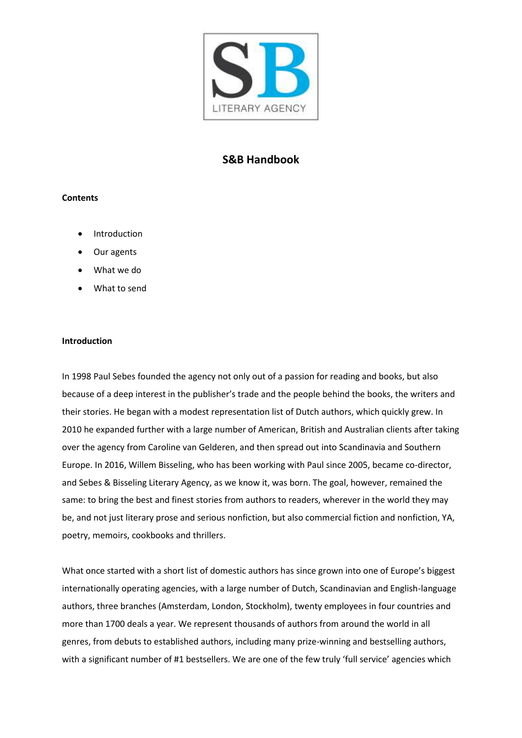# S&B Handbook

**Contents**

- Introduction
- Our agents
- What we do
- What to send

**Introduction**

In 1998 Paul Sebes founded the agency not only out of a passion for reading and books, but also because of a deep interest in the publisher's trade and the people behind the books, the writers and their stories. He began with a modest representation list of Dutch authors, which quickly grew. In 2010 he expanded further with a large number of American, British and Australian clients after taking over the agency from Caroline van Gelderen, and then spread out into Scandinavia and Southern Europe. In 2016, Willem Bisseling, who has been working with Paul since 2005, became co-director, and Sebes & Bisseling Literary Agency, as we know it, was born. The goal, however, remained the same: to bring the best and finest stories from authors to readers, wherever in the world they may be, and not just literary prose and serious nonfiction, but also commercial fiction and nonfiction, YA, poetry, memoirs, cookbooks and thrillers.

What once started with a short list of domestic authors has since grown into one of Europe's biggest internationally operating agencies, with a large number of Dutch, Scandinavian and English-language authors, three branches (Amsterdam, London, Stockholm), twenty employees in four countries and more than 1700 deals a year. We represent thousands of authors from around the world in all genres, from debuts to established authors, including many prize-winning and bestselling authors, with a significant number of #1 bestsellers. We are one of the few truly 'full service' agencies which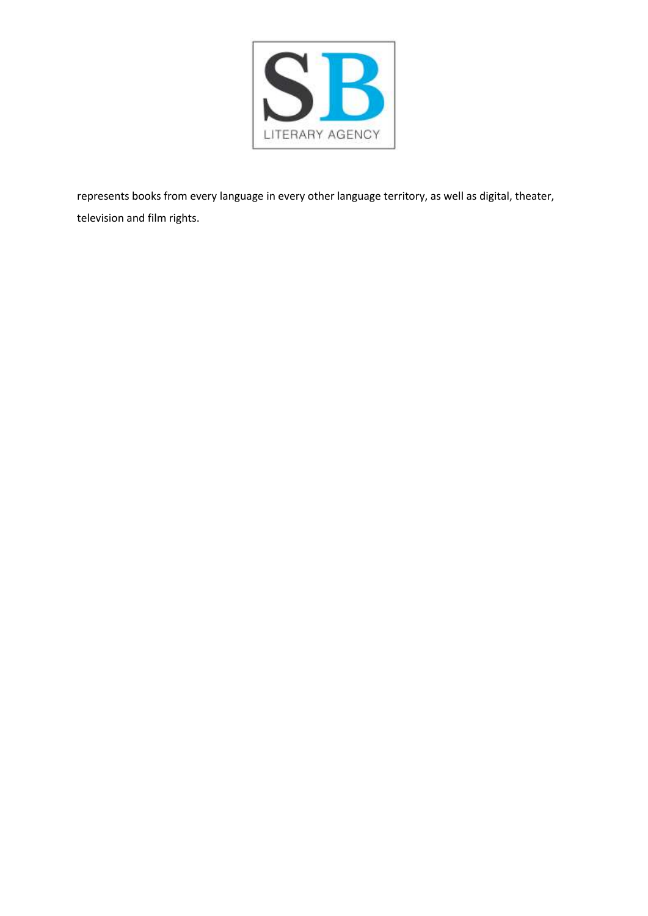SB

LITERARY AGENCY

represents books from every language in every other language territory, as well as digital, theater, television and film rights.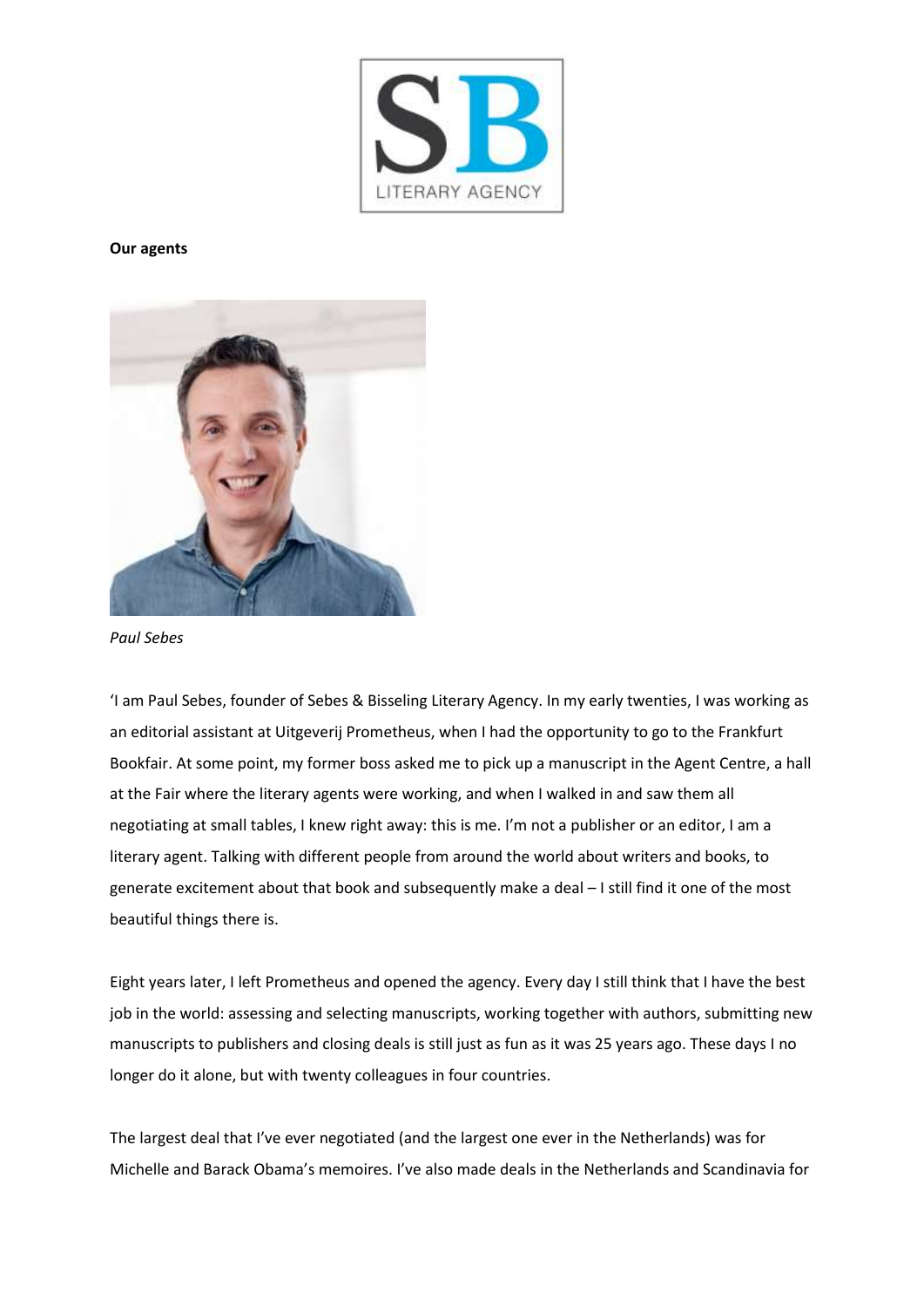**Our agents**

*Paul Sebes*

'I am Paul Sebes, founder of Sebes & Bisseling Literary Agency. In my early twenties, I was working as an editorial assistant at Uitgeverij Prometheus, when I had the opportunity to go to the Frankfurt Bookfair. At some point, my former boss asked me to pick up a manuscript in the Agent Centre, a hall at the Fair where the literary agents were working, and when I walked in and saw them all negotiating at small tables, I knew right away: this is me. I'm not a publisher or an editor, I am a literary agent. Talking with different people from around the world about writers and books, to generate excitement about that book and subsequently make a deal – I still find it one of the most beautiful things there is.

Eight years later, I left Prometheus and opened the agency. Every day I still think that I have the best job in the world: assessing and selecting manuscripts, working together with authors, submitting new manuscripts to publishers and closing deals is still just as fun as it was 25 years ago. These days I no longer do it alone, but with twenty colleagues in four countries.

The largest deal that I've ever negotiated (and the largest one ever in the Netherlands) was for Michelle and Barack Obama's memoires. I've also made deals in the Netherlands and Scandinavia for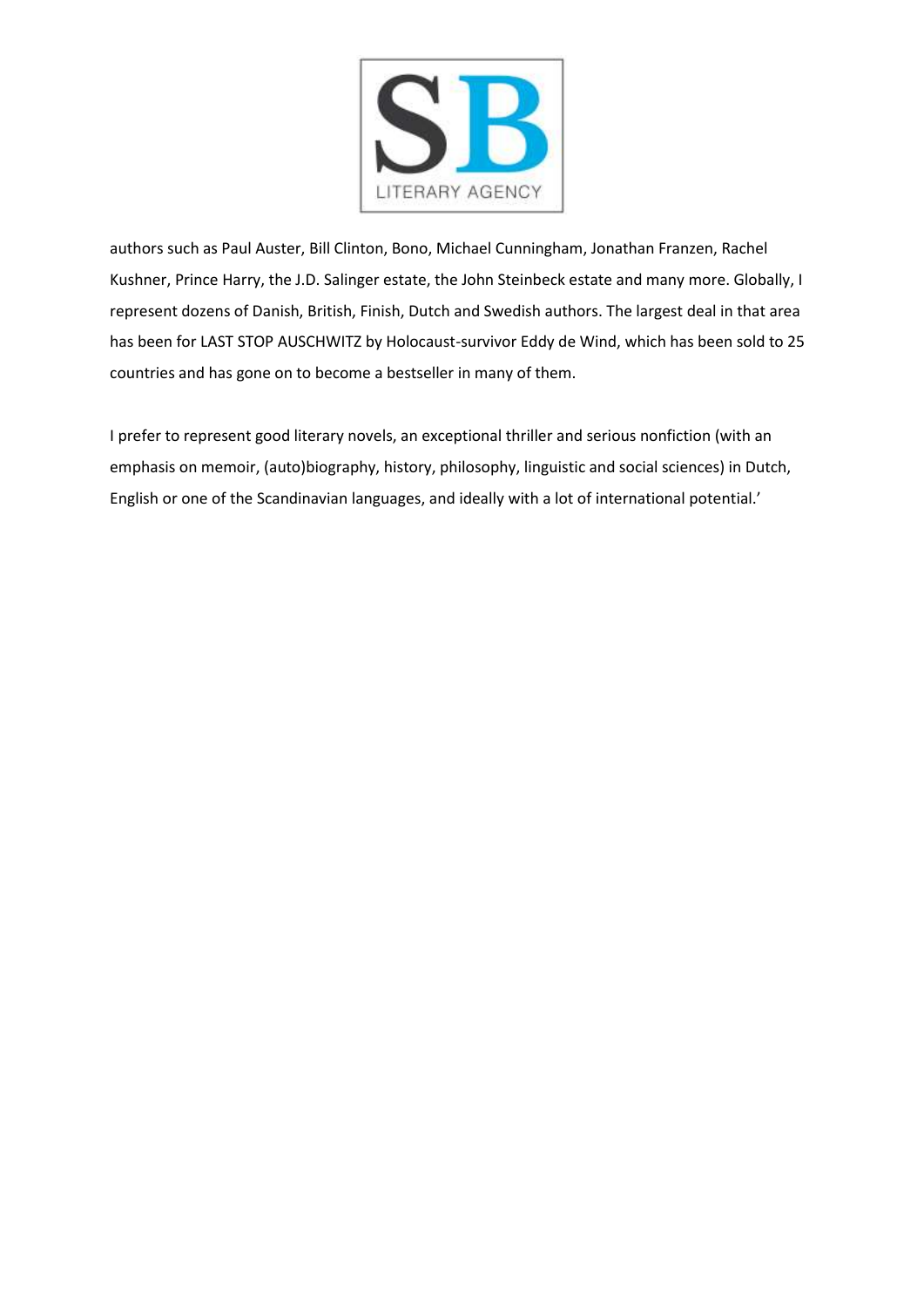authors such as Paul Auster, Bill Clinton, Bono, Michael Cunningham, Jonathan Franzen, Rachel Kushner, Prince Harry, the J.D. Salinger estate, the John Steinbeck estate and many more. Globally, I represent dozens of Danish, British, Finish, Dutch and Swedish authors. The largest deal in that area has been for LAST STOP AUSCHWITZ by Holocaust-survivor Eddy de Wind, which has been sold to 25 countries and has gone on to become a bestseller in many of them.

I prefer to represent good literary novels, an exceptional thriller and serious nonfiction (with an emphasis on memoir, (auto)biography, history, philosophy, linguistic and social sciences) in Dutch, English or one of the Scandinavian languages, and ideally with a lot of international potential.'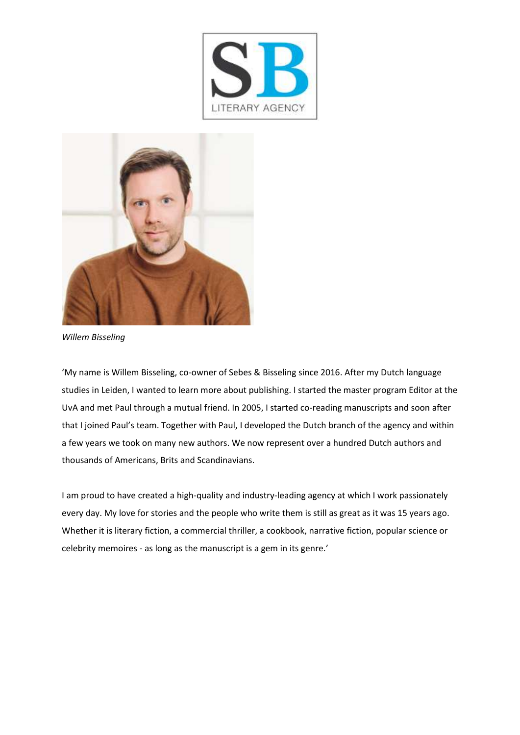*Willem Bisseling*

'My name is Willem Bisseling, co-owner of Sebes & Bisseling since 2016. After my Dutch language studies in Leiden, I wanted to learn more about publishing. I started the master program Editor at the UvA and met Paul through a mutual friend. In 2005, I started co-reading manuscripts and soon after that I joined Paul's team. Together with Paul, I developed the Dutch branch of the agency and within a few years we took on many new authors. We now represent over a hundred Dutch authors and thousands of Americans, Brits and Scandinavians.

I am proud to have created a high-quality and industry-leading agency at which I work passionately every day. My love for stories and the people who write them is still as great as it was 15 years ago. Whether it is literary fiction, a commercial thriller, a cookbook, narrative fiction, popular science or celebrity memoires - as long as the manuscript is a gem in its genre.'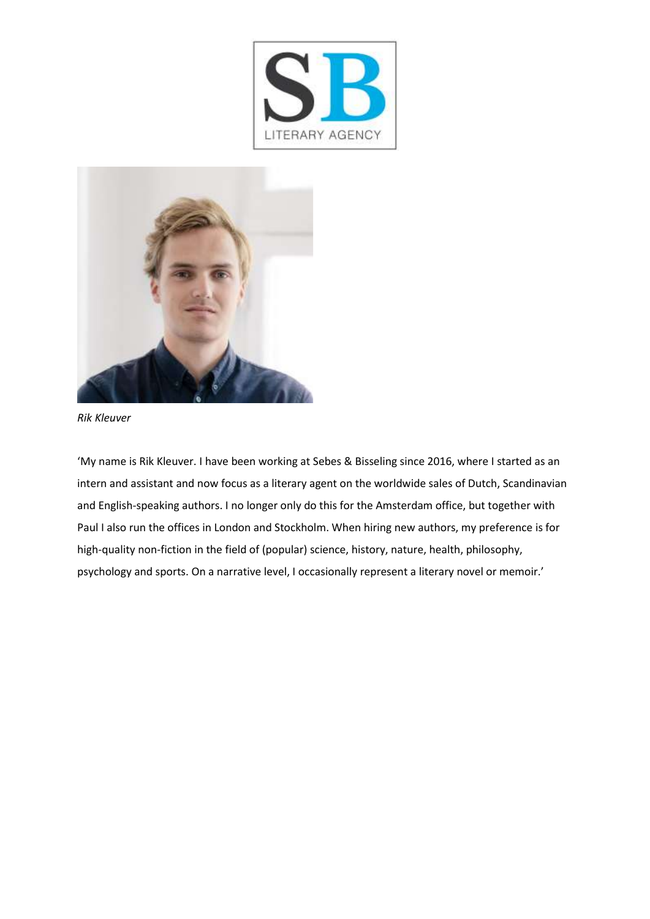*Rik Kleuver*

'My name is Rik Kleuver. I have been working at Sebes & Bisseling since 2016, where I started as an intern and assistant and now focus as a literary agent on the worldwide sales of Dutch, Scandinavian and English-speaking authors. I no longer only do this for the Amsterdam office, but together with Paul I also run the offices in London and Stockholm. When hiring new authors, my preference is for high-quality non-fiction in the field of (popular) science, history, nature, health, philosophy, psychology and sports. On a narrative level, I occasionally represent a literary novel or memoir.'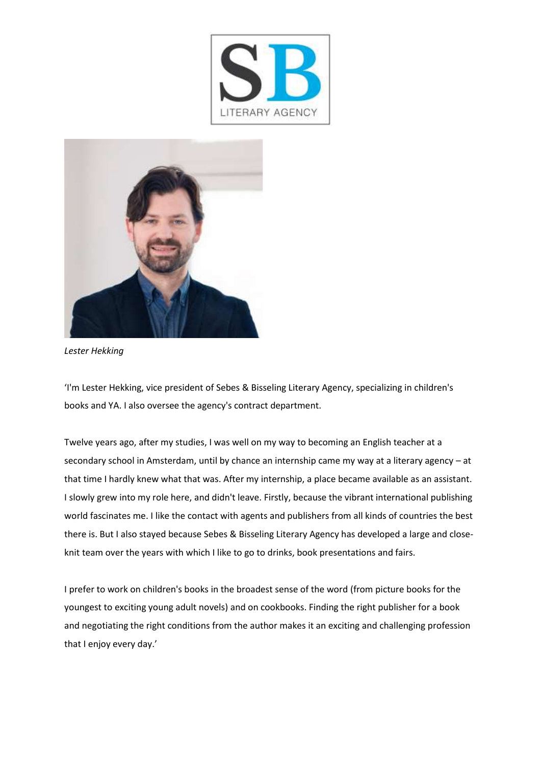*Lester Hekking*

'I'm Lester Hekking, vice president of Sebes & Bisseling Literary Agency, specializing in children's books and YA. I also oversee the agency's contract department.

Twelve years ago, after my studies, I was well on my way to becoming an English teacher at a secondary school in Amsterdam, until by chance an internship came my way at a literary agency – at that time I hardly knew what that was. After my internship, a place became available as an assistant. I slowly grew into my role here, and didn't leave. Firstly, because the vibrant international publishing world fascinates me. I like the contact with agents and publishers from all kinds of countries the best there is. But I also stayed because Sebes & Bisseling Literary Agency has developed a large and close-knit team over the years with which I like to go to drinks, book presentations and fairs.

I prefer to work on children's books in the broadest sense of the word (from picture books for the youngest to exciting young adult novels) and on cookbooks. Finding the right publisher for a book and negotiating the right conditions from the author makes it an exciting and challenging profession that I enjoy every day.'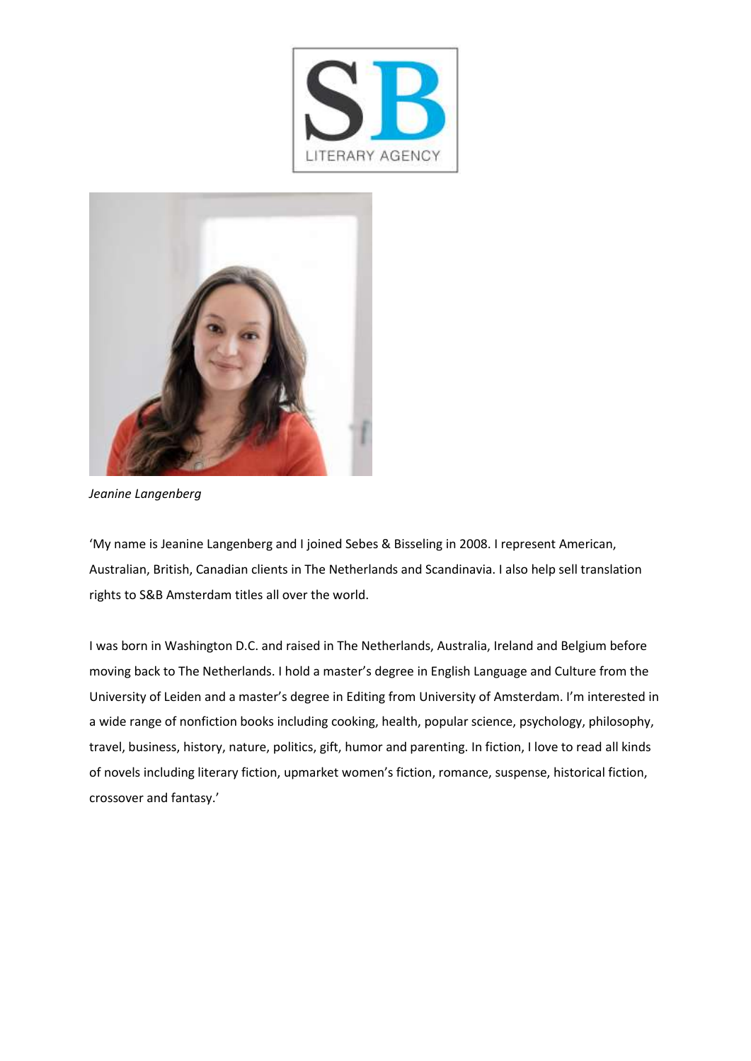*Jeanine Langenberg*

'My name is Jeanine Langenberg and I joined Sebes & Bisseling in 2008. I represent American, Australian, British, Canadian clients in The Netherlands and Scandinavia. I also help sell translation rights to S&B Amsterdam titles all over the world.

I was born in Washington D.C. and raised in The Netherlands, Australia, Ireland and Belgium before moving back to The Netherlands. I hold a master's degree in English Language and Culture from the University of Leiden and a master's degree in Editing from University of Amsterdam. I'm interested in a wide range of nonfiction books including cooking, health, popular science, psychology, philosophy, travel, business, history, nature, politics, gift, humor and parenting. In fiction, I love to read all kinds of novels including literary fiction, upmarket women's fiction, romance, suspense, historical fiction, crossover and fantasy.'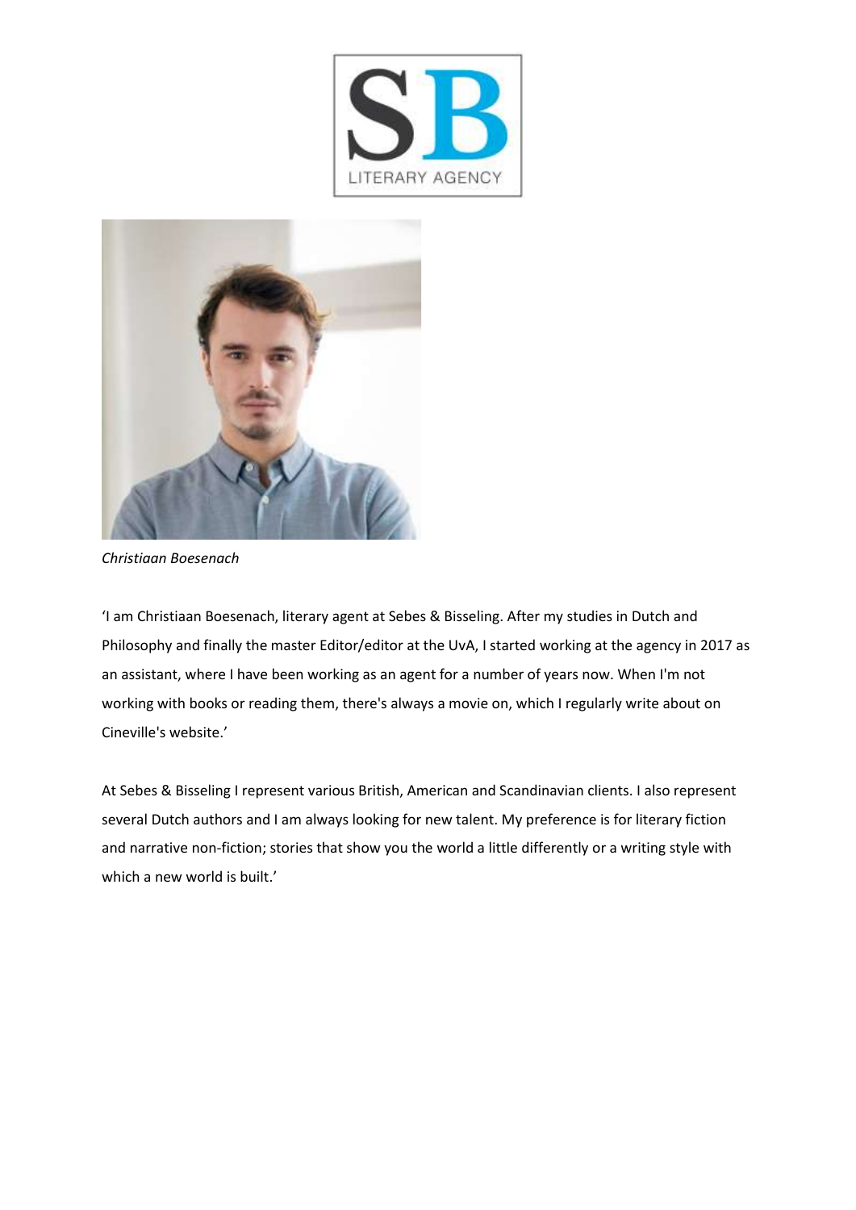*Christiaan Boesenach*

'I am Christiaan Boesenach, literary agent at Sebes & Bisseling. After my studies in Dutch and Philosophy and finally the master Editor/editor at the UvA, I started working at the agency in 2017 as an assistant, where I have been working as an agent for a number of years now. When I'm not working with books or reading them, there's always a movie on, which I regularly write about on Cineville's website.'

At Sebes & Bisseling I represent various British, American and Scandinavian clients. I also represent several Dutch authors and I am always looking for new talent. My preference is for literary fiction and narrative non-fiction; stories that show you the world a little differently or a writing style with which a new world is built.'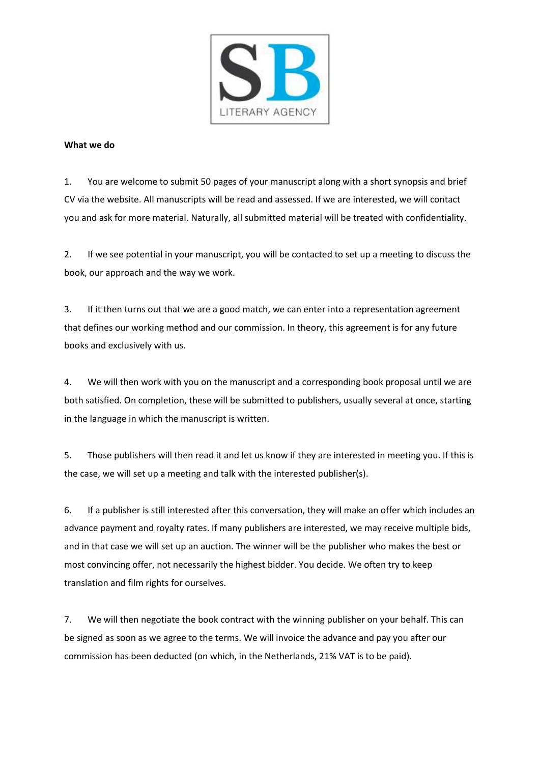**What we do**

1. You are welcome to submit 50 pages of your manuscript along with a short synopsis and brief CV via the website. All manuscripts will be read and assessed. If we are interested, we will contact you and ask for more material. Naturally, all submitted material will be treated with confidentiality.

2. If we see potential in your manuscript, you will be contacted to set up a meeting to discuss the book, our approach and the way we work.

3. If it then turns out that we are a good match, we can enter into a representation agreement that defines our working method and our commission. In theory, this agreement is for any future books and exclusively with us.

4. We will then work with you on the manuscript and a corresponding book proposal until we are both satisfied. On completion, these will be submitted to publishers, usually several at once, starting in the language in which the manuscript is written.

5. Those publishers will then read it and let us know if they are interested in meeting you. If this is the case, we will set up a meeting and talk with the interested publisher(s).

6. If a publisher is still interested after this conversation, they will make an offer which includes an advance payment and royalty rates. If many publishers are interested, we may receive multiple bids, and in that case we will set up an auction. The winner will be the publisher who makes the best or most convincing offer, not necessarily the highest bidder. You decide. We often try to keep translation and film rights for ourselves.

7. We will then negotiate the book contract with the winning publisher on your behalf. This can be signed as soon as we agree to the terms. We will invoice the advance and pay you after our commission has been deducted (on which, in the Netherlands, 21% VAT is to be paid).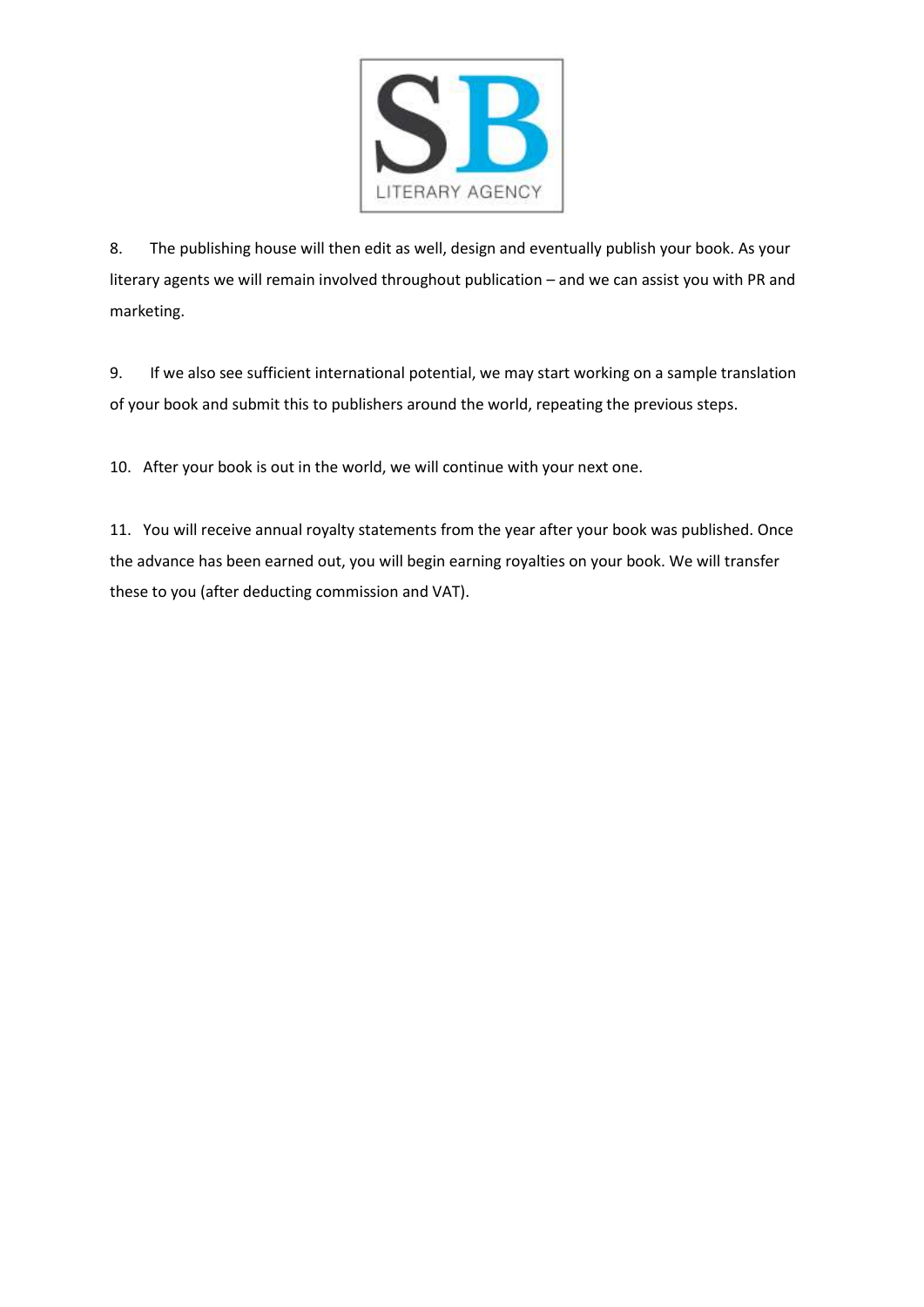8. The publishing house will then edit as well, design and eventually publish your book. As your literary agents we will remain involved throughout publication – and we can assist you with PR and marketing.

9. If we also see sufficient international potential, we may start working on a sample translation of your book and submit this to publishers around the world, repeating the previous steps.

10. After your book is out in the world, we will continue with your next one.

11. You will receive annual royalty statements from the year after your book was published. Once the advance has been earned out, you will begin earning royalties on your book. We will transfer these to you (after deducting commission and VAT).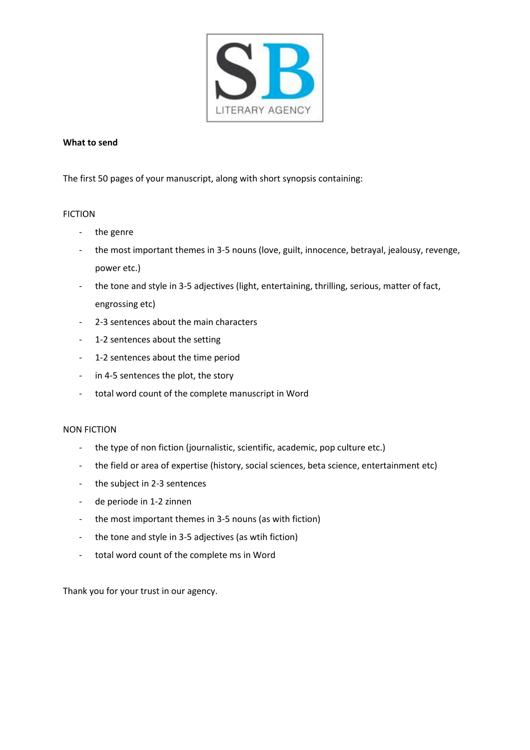SB

LITERARY AGENCY

**What to send**

The first 50 pages of your manuscript, along with short synopsis containing:

FICTION

- the genre
- the most important themes in 3-5 nouns (love, guilt, innocence, betrayal, jealousy, revenge, power etc.)
- the tone and style in 3-5 adjectives (light, entertaining, thrilling, serious, matter of fact, engrossing etc)
- 2-3 sentences about the main characters
- 1-2 sentences about the setting
- 1-2 sentences about the time period
- in 4-5 sentences the plot, the story
- total word count of the complete manuscript in Word

NON FICTION

- the type of non fiction (journalistic, scientific, academic, pop culture etc.)
- the field or area of expertise (history, social sciences, beta science, entertainment etc)
- the subject in 2-3 sentences
- de periode in 1-2 zinnen
- the most important themes in 3-5 nouns (as with fiction)
- the tone and style in 3-5 adjectives (as wtih fiction)
- total word count of the complete ms in Word

Thank you for your trust in our agency.